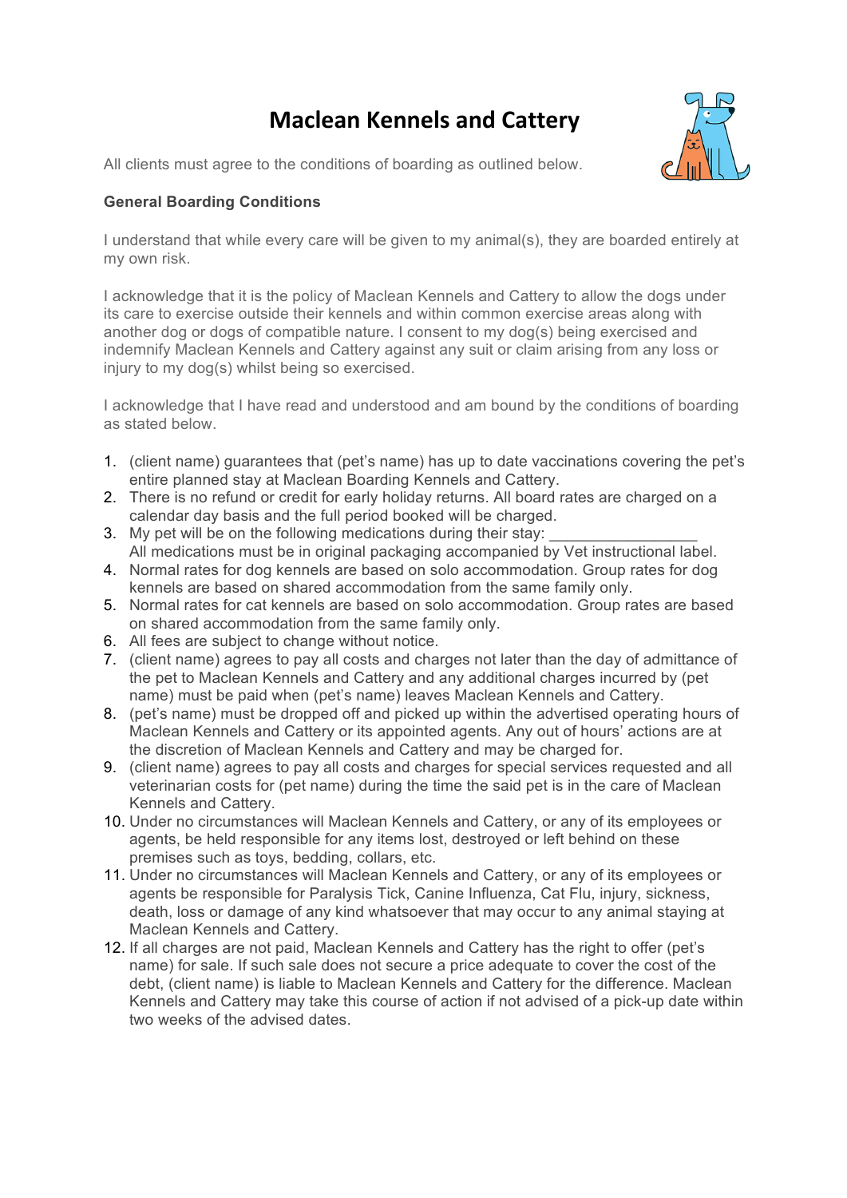# Maclean Kennels and Cattery

All clients must agree to the conditions of boarding as outlined below.

**General Boarding Conditions**

I understand that while every care will be given to my animal(s), they are boarded entirely at my own risk.

I acknowledge that it is the policy of Maclean Kennels and Cattery to allow the dogs under its care to exercise outside their kennels and within common exercise areas along with another dog or dogs of compatible nature. I consent to my dog(s) being exercised and indemnify Maclean Kennels and Cattery against any suit or claim arising from any loss or injury to my dog(s) whilst being so exercised.

I acknowledge that I have read and understood and am bound by the conditions of boarding as stated below.

1. (client name) guarantees that (pet's name) has up to date vaccinations covering the pet's entire planned stay at Maclean Boarding Kennels and Cattery.
2. There is no refund or credit for early holiday returns. All board rates are charged on a calendar day basis and the full period booked will be charged.
3. My pet will be on the following medications during their stay: _________________
   All medications must be in original packaging accompanied by Vet instructional label.
4. Normal rates for dog kennels are based on solo accommodation. Group rates for dog kennels are based on shared accommodation from the same family only.
5. Normal rates for cat kennels are based on solo accommodation. Group rates are based on shared accommodation from the same family only.
6. All fees are subject to change without notice.
7. (client name) agrees to pay all costs and charges not later than the day of admittance of the pet to Maclean Kennels and Cattery and any additional charges incurred by (pet name) must be paid when (pet's name) leaves Maclean Kennels and Cattery.
8. (pet's name) must be dropped off and picked up within the advertised operating hours of Maclean Kennels and Cattery or its appointed agents. Any out of hours' actions are at the discretion of Maclean Kennels and Cattery and may be charged for.
9. (client name) agrees to pay all costs and charges for special services requested and all veterinarian costs for (pet name) during the time the said pet is in the care of Maclean Kennels and Cattery.
10. Under no circumstances will Maclean Kennels and Cattery, or any of its employees or agents, be held responsible for any items lost, destroyed or left behind on these premises such as toys, bedding, collars, etc.
11. Under no circumstances will Maclean Kennels and Cattery, or any of its employees or agents be responsible for Paralysis Tick, Canine Influenza, Cat Flu, injury, sickness, death, loss or damage of any kind whatsoever that may occur to any animal staying at Maclean Kennels and Cattery.
12. If all charges are not paid, Maclean Kennels and Cattery has the right to offer (pet's name) for sale. If such sale does not secure a price adequate to cover the cost of the debt, (client name) is liable to Maclean Kennels and Cattery for the difference. Maclean Kennels and Cattery may take this course of action if not advised of a pick-up date within two weeks of the advised dates.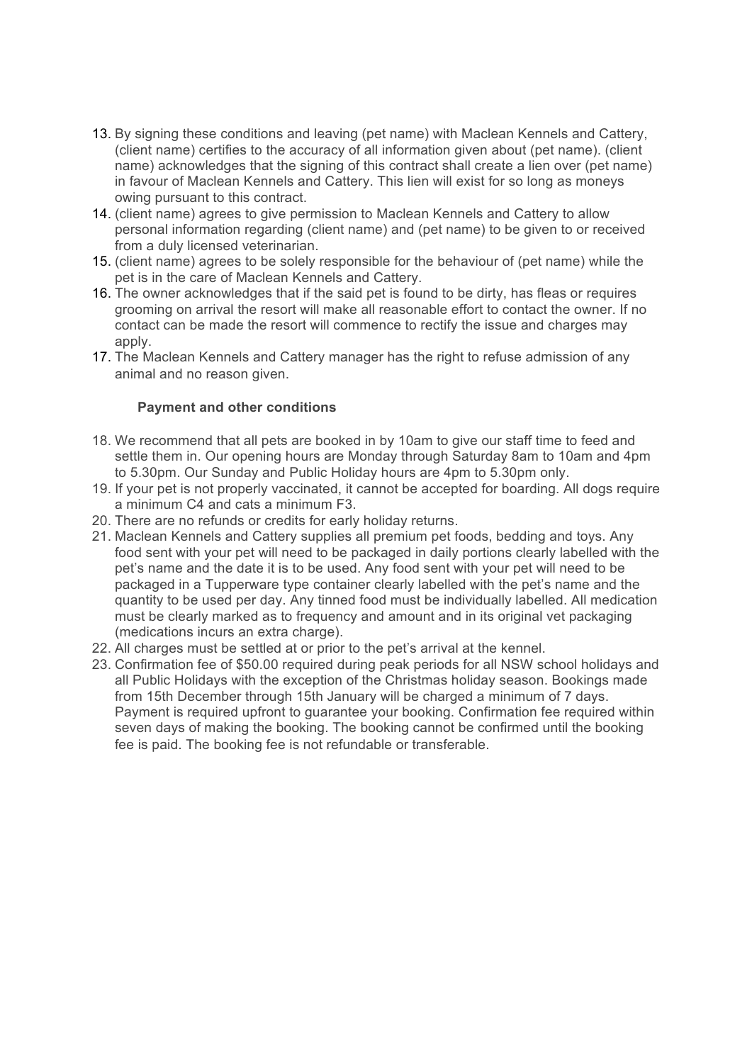13. By signing these conditions and leaving (pet name) with Maclean Kennels and Cattery, (client name) certifies to the accuracy of all information given about (pet name). (client name) acknowledges that the signing of this contract shall create a lien over (pet name) in favour of Maclean Kennels and Cattery. This lien will exist for so long as moneys owing pursuant to this contract.
14. (client name) agrees to give permission to Maclean Kennels and Cattery to allow personal information regarding (client name) and (pet name) to be given to or received from a duly licensed veterinarian.
15. (client name) agrees to be solely responsible for the behaviour of (pet name) while the pet is in the care of Maclean Kennels and Cattery.
16. The owner acknowledges that if the said pet is found to be dirty, has fleas or requires grooming on arrival the resort will make all reasonable effort to contact the owner. If no contact can be made the resort will commence to rectify the issue and charges may apply.
17. The Maclean Kennels and Cattery manager has the right to refuse admission of any animal and no reason given.

**Payment and other conditions**

18. We recommend that all pets are booked in by 10am to give our staff time to feed and settle them in. Our opening hours are Monday through Saturday 8am to 10am and 4pm to 5.30pm. Our Sunday and Public Holiday hours are 4pm to 5.30pm only.
19. If your pet is not properly vaccinated, it cannot be accepted for boarding. All dogs require a minimum C4 and cats a minimum F3.
20. There are no refunds or credits for early holiday returns.
21. Maclean Kennels and Cattery supplies all premium pet foods, bedding and toys. Any food sent with your pet will need to be packaged in daily portions clearly labelled with the pet's name and the date it is to be used. Any food sent with your pet will need to be packaged in a Tupperware type container clearly labelled with the pet's name and the quantity to be used per day. Any tinned food must be individually labelled. All medication must be clearly marked as to frequency and amount and in its original vet packaging (medications incurs an extra charge).
22. All charges must be settled at or prior to the pet's arrival at the kennel.
23. Confirmation fee of $50.00 required during peak periods for all NSW school holidays and all Public Holidays with the exception of the Christmas holiday season. Bookings made from 15th December through 15th January will be charged a minimum of 7 days. Payment is required upfront to guarantee your booking. Confirmation fee required within seven days of making the booking. The booking cannot be confirmed until the booking fee is paid. The booking fee is not refundable or transferable.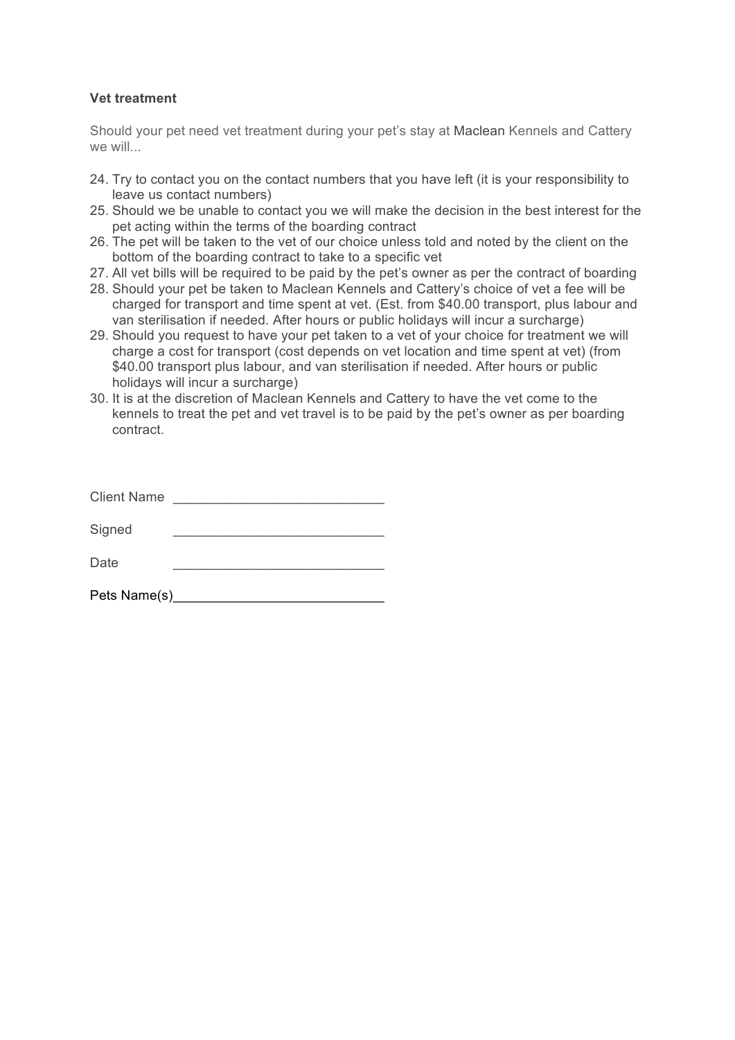**Vet treatment**

Should your pet need vet treatment during your pet's stay at Maclean Kennels and Cattery we will...

24. Try to contact you on the contact numbers that you have left (it is your responsibility to leave us contact numbers)
25. Should we be unable to contact you we will make the decision in the best interest for the pet acting within the terms of the boarding contract
26. The pet will be taken to the vet of our choice unless told and noted by the client on the bottom of the boarding contract to take to a specific vet
27. All vet bills will be required to be paid by the pet's owner as per the contract of boarding
28. Should your pet be taken to Maclean Kennels and Cattery's choice of vet a fee will be charged for transport and time spent at vet. (Est. from $40.00 transport, plus labour and van sterilisation if needed. After hours or public holidays will incur a surcharge)
29. Should you request to have your pet taken to a vet of your choice for treatment we will charge a cost for transport (cost depends on vet location and time spent at vet) (from $40.00 transport plus labour, and van sterilisation if needed. After hours or public holidays will incur a surcharge)
30. It is at the discretion of Maclean Kennels and Cattery to have the vet come to the kennels to treat the pet and vet travel is to be paid by the pet's owner as per boarding contract.

Client Name ____________________________

Signed ____________________________

Date ____________________________

Pets Name(s)____________________________